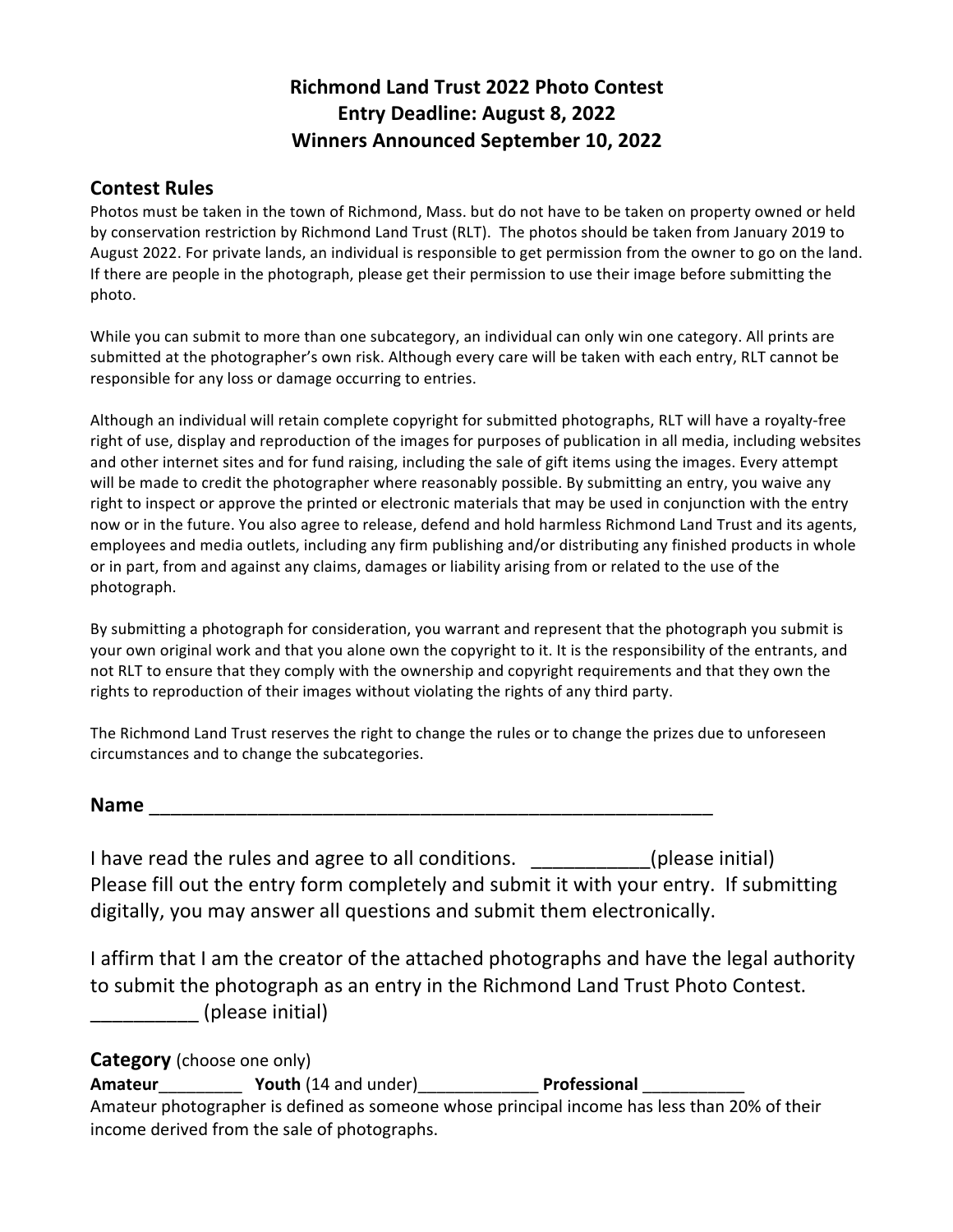# Richmond Land Trust 2022 Photo Contest
# Entry Deadline: August 8, 2022
# Winners Announced September 10, 2022

## Contest Rules

Photos must be taken in the town of Richmond, Mass. but do not have to be taken on property owned or held by conservation restriction by Richmond Land Trust (RLT). The photos should be taken from January 2019 to August 2022. For private lands, an individual is responsible to get permission from the owner to go on the land. If there are people in the photograph, please get their permission to use their image before submitting the photo.

While you can submit to more than one subcategory, an individual can only win one category. All prints are submitted at the photographer's own risk. Although every care will be taken with each entry, RLT cannot be responsible for any loss or damage occurring to entries.

Although an individual will retain complete copyright for submitted photographs, RLT will have a royalty-free right of use, display and reproduction of the images for purposes of publication in all media, including websites and other internet sites and for fund raising, including the sale of gift items using the images. Every attempt will be made to credit the photographer where reasonably possible. By submitting an entry, you waive any right to inspect or approve the printed or electronic materials that may be used in conjunction with the entry now or in the future. You also agree to release, defend and hold harmless Richmond Land Trust and its agents, employees and media outlets, including any firm publishing and/or distributing any finished products in whole or in part, from and against any claims, damages or liability arising from or related to the use of the photograph.

By submitting a photograph for consideration, you warrant and represent that the photograph you submit is your own original work and that you alone own the copyright to it. It is the responsibility of the entrants, and not RLT to ensure that they comply with the ownership and copyright requirements and that they own the rights to reproduction of their images without violating the rights of any third party.

The Richmond Land Trust reserves the right to change the rules or to change the prizes due to unforeseen circumstances and to change the subcategories.

**Name** ________________________________________________________

I have read the rules and agree to all conditions. ___________(please initial)
Please fill out the entry form completely and submit it with your entry. If submitting digitally, you may answer all questions and submit them electronically.

I affirm that I am the creator of the attached photographs and have the legal authority to submit the photograph as an entry in the Richmond Land Trust Photo Contest.
__________ (please initial)

**Category** (choose one only)
**Amateur**_________ **Youth** (14 and under)_____________ **Professional** ___________
Amateur photographer is defined as someone whose principal income has less than 20% of their income derived from the sale of photographs.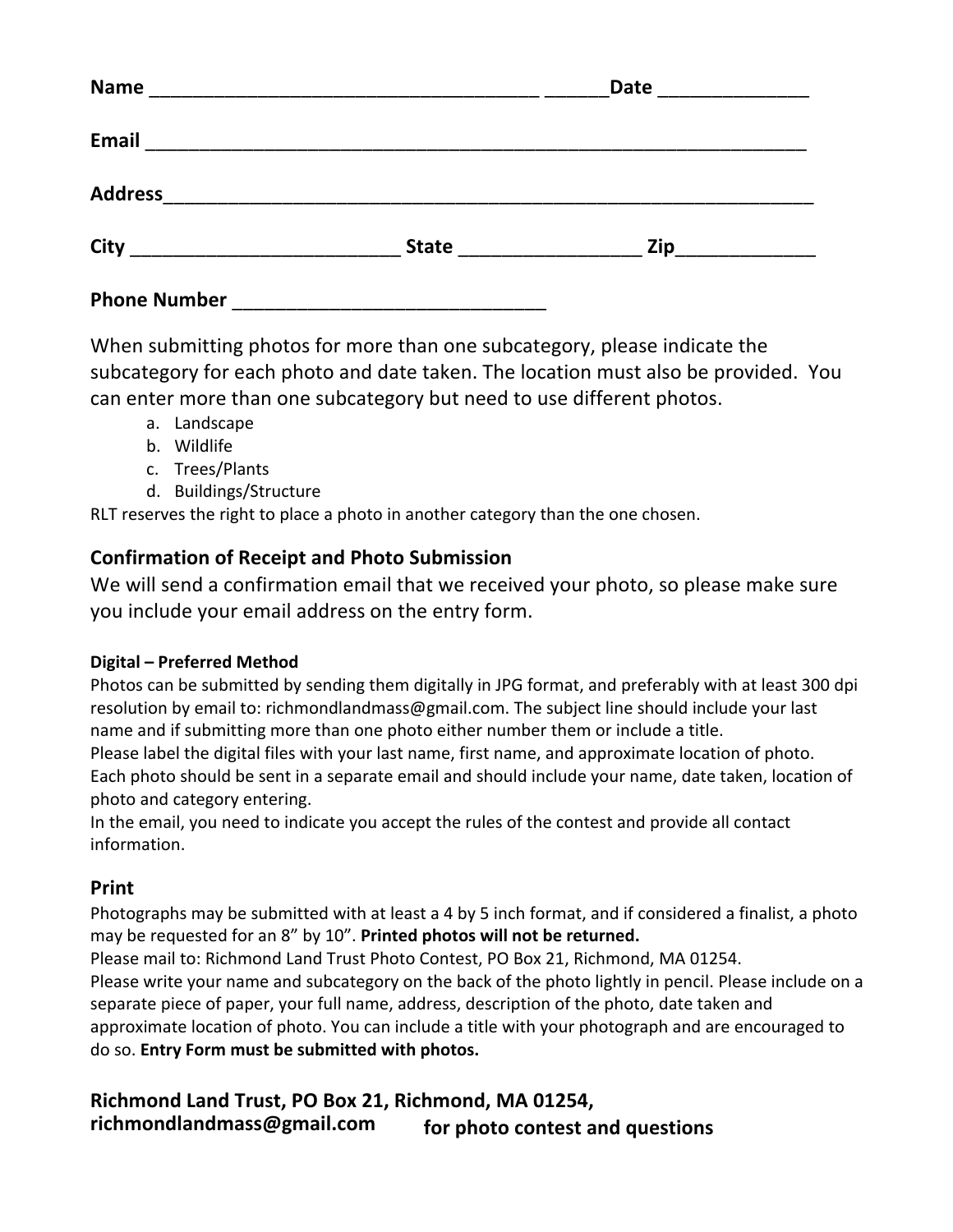**Name** ____________________________________ ______**Date** ______________

**Email** _________________________________________________________________

**Address**_________________________________________________________________

**City** _________________________ **State** _________________ **Zip**_____________

**Phone Number** _____________________________

When submitting photos for more than one subcategory, please indicate the subcategory for each photo and date taken. The location must also be provided. You can enter more than one subcategory but need to use different photos.

a. Landscape
b. Wildlife
c. Trees/Plants
d. Buildings/Structure

RLT reserves the right to place a photo in another category than the one chosen.

### Confirmation of Receipt and Photo Submission

We will send a confirmation email that we received your photo, so please make sure you include your email address on the entry form.

#### Digital – Preferred Method

Photos can be submitted by sending them digitally in JPG format, and preferably with at least 300 dpi resolution by email to: richmondlandmass@gmail.com. The subject line should include your last name and if submitting more than one photo either number them or include a title.
Please label the digital files with your last name, first name, and approximate location of photo.
Each photo should be sent in a separate email and should include your name, date taken, location of photo and category entering.
In the email, you need to indicate you accept the rules of the contest and provide all contact information.

### Print

Photographs may be submitted with at least a 4 by 5 inch format, and if considered a finalist, a photo may be requested for an 8” by 10”. **Printed photos will not be returned.**
Please mail to: Richmond Land Trust Photo Contest, PO Box 21, Richmond, MA 01254.
Please write your name and subcategory on the back of the photo lightly in pencil. Please include on a separate piece of paper, your full name, address, description of the photo, date taken and approximate location of photo. You can include a title with your photograph and are encouraged to do so. **Entry Form must be submitted with photos.**

**Richmond Land Trust, PO Box 21, Richmond, MA 01254, richmondlandmass@gmail.com for photo contest and questions**